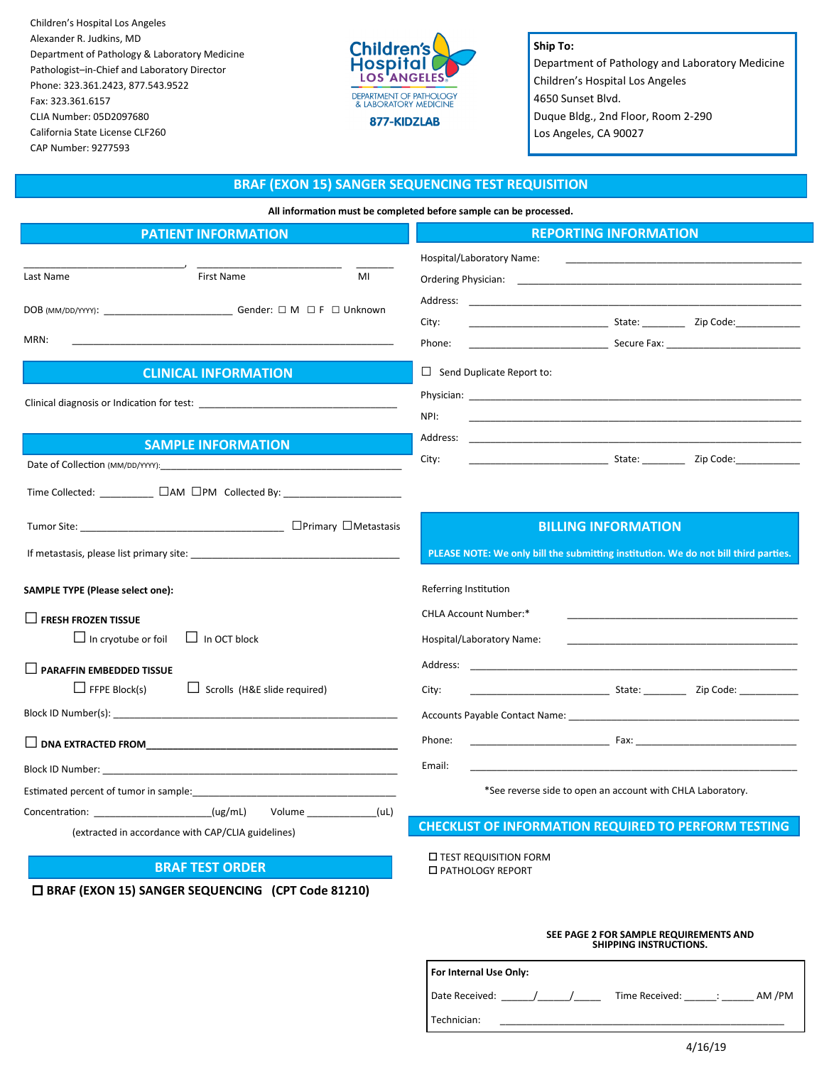Children's Hospital Los Angeles
Alexander R. Judkins, MD
Department of Pathology & Laboratory Medicine
Pathologist–in-Chief and Laboratory Director
Phone: 323.361.2423, 877.543.9522
Fax: 323.361.6157
CLIA Number: 05D2097680
California State License CLF260
CAP Number: 9277593

Children's Hospital Los Angeles
DEPARTMENT OF PATHOLOGY & LABORATORY MEDICINE
877-KIDZLAB

**Ship To:**
Department of Pathology and Laboratory Medicine
Children's Hospital Los Angeles
4650 Sunset Blvd.
Duque Bldg., 2nd Floor, Room 2-290
Los Angeles, CA 90027

# BRAF (EXON 15) SANGER SEQUENCING TEST REQUISITION

**All information must be completed before sample can be processed.**

## PATIENT INFORMATION

_______________, _______________ _______
Last Name First Name MI

DOB (MM/DD/YYYY): _______________ Gender: ☐ M ☐ F ☐ Unknown

MRN: _______________

## CLINICAL INFORMATION

Clinical diagnosis or Indication for test: _______________

## SAMPLE INFORMATION

Date of Collection (MM/DD/YYYY): _______________

Time Collected: ________ ☐AM ☐PM Collected By: _______________

Tumor Site: _______________ ☐Primary ☐Metastasis

If metastasis, please list primary site: _______________

**SAMPLE TYPE (Please select one):**

☐ **FRESH FROZEN TISSUE**
- ☐ In cryotube or foil
- ☐ In OCT block

☐ **PARAFFIN EMBEDDED TISSUE**
- ☐ FFPE Block(s)
- ☐ Scrolls (H&E slide required)

Block ID Number(s): _______________

☐ **DNA EXTRACTED FROM** _______________

Block ID Number: _______________

Estimated percent of tumor in sample: _______________

Concentration: _______________(ug/mL) Volume _______________(uL)

(extracted in accordance with CAP/CLIA guidelines)

## BRAF TEST ORDER

☐ **BRAF (EXON 15) SANGER SEQUENCING (CPT Code 81210)**

## REPORTING INFORMATION

Hospital/Laboratory Name: _______________

Ordering Physician: _______________

Address: _______________

City: _______________ State: ________ Zip Code: ________

Phone: _______________ Secure Fax: _______________

☐ Send Duplicate Report to:

Physician: _______________

NPI: _______________

Address: _______________

City: _______________ State: ________ Zip Code: ________

## BILLING INFORMATION

**PLEASE NOTE: We only bill the submitting institution. We do not bill third parties.**

Referring Institution

CHLA Account Number:* _______________

Hospital/Laboratory Name: _______________

Address: _______________

City: _______________ State: ________ Zip Code: ________

Accounts Payable Contact Name: _______________

Phone: _______________ Fax: _______________

Email: _______________

*See reverse side to open an account with CHLA Laboratory.

## CHECKLIST OF INFORMATION REQUIRED TO PERFORM TESTING

☐ TEST REQUISITION FORM
☐ PATHOLOGY REPORT

**SEE PAGE 2 FOR SAMPLE REQUIREMENTS AND SHIPPING INSTRUCTIONS.**

**For Internal Use Only:**

Date Received: _____/_____/_____ Time Received: _____:_____ AM /PM

Technician: _______________

4/16/19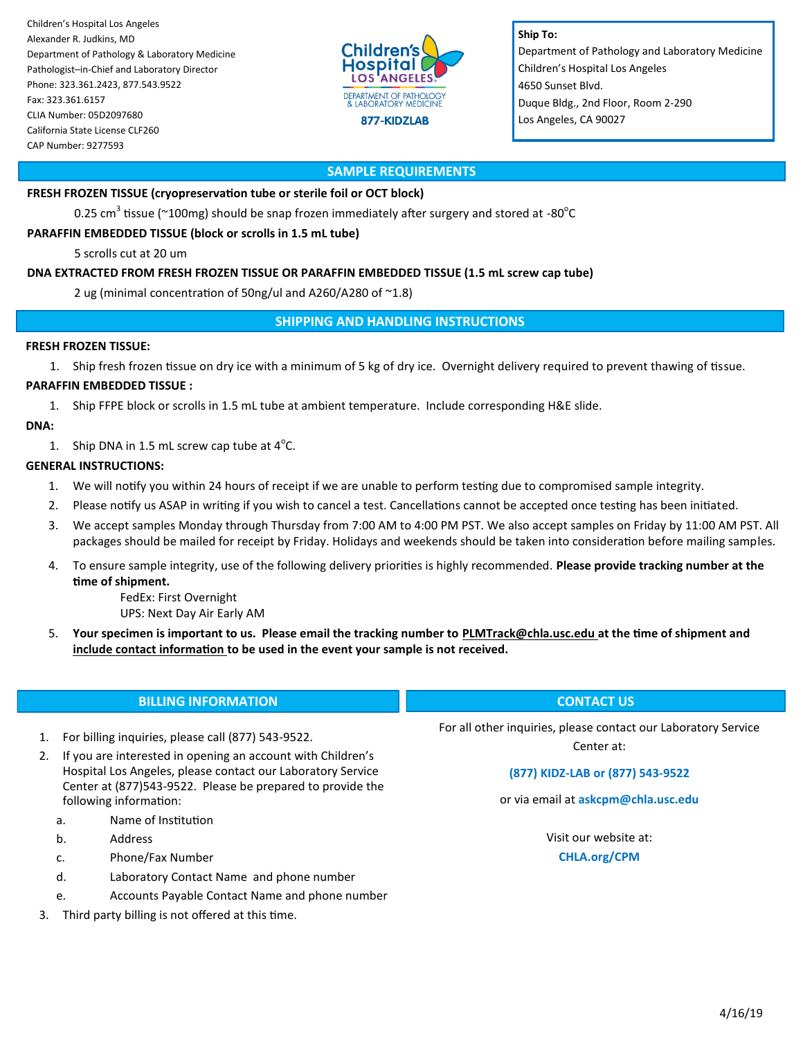Children's Hospital Los Angeles
Alexander R. Judkins, MD
Department of Pathology & Laboratory Medicine
Pathologist–in-Chief and Laboratory Director
Phone: 323.361.2423, 877.543.9522
Fax: 323.361.6157
CLIA Number: 05D2097680
California State License CLF260
CAP Number: 9277593

Children's Hospital LOS ANGELES
DEPARTMENT OF PATHOLOGY & LABORATORY MEDICINE
877-KIDZLAB

**Ship To:**
Department of Pathology and Laboratory Medicine
Children's Hospital Los Angeles
4650 Sunset Blvd.
Duque Bldg., 2nd Floor, Room 2-290
Los Angeles, CA 90027

## SAMPLE REQUIREMENTS

**FRESH FROZEN TISSUE (cryopreservation tube or sterile foil or OCT block)**

0.25 $cm^3$ tissue (~100mg) should be snap frozen immediately after surgery and stored at -80°C

**PARAFFIN EMBEDDED TISSUE (block or scrolls in 1.5 mL tube)**

5 scrolls cut at 20 um

**DNA EXTRACTED FROM FRESH FROZEN TISSUE OR PARAFFIN EMBEDDED TISSUE (1.5 mL screw cap tube)**

2 ug (minimal concentration of 50ng/ul and A260/A280 of ~1.8)

## SHIPPING AND HANDLING INSTRUCTIONS

**FRESH FROZEN TISSUE:**

1. Ship fresh frozen tissue on dry ice with a minimum of 5 kg of dry ice. Overnight delivery required to prevent thawing of tissue.

**PARAFFIN EMBEDDED TISSUE :**

1. Ship FFPE block or scrolls in 1.5 mL tube at ambient temperature. Include corresponding H&E slide.

**DNA:**

1. Ship DNA in 1.5 mL screw cap tube at 4°C.

**GENERAL INSTRUCTIONS:**

1. We will notify you within 24 hours of receipt if we are unable to perform testing due to compromised sample integrity.
2. Please notify us ASAP in writing if you wish to cancel a test. Cancellations cannot be accepted once testing has been initiated.
3. We accept samples Monday through Thursday from 7:00 AM to 4:00 PM PST. We also accept samples on Friday by 11:00 AM PST. All packages should be mailed for receipt by Friday. Holidays and weekends should be taken into consideration before mailing samples.
4. To ensure sample integrity, use of the following delivery priorities is highly recommended. **Please provide tracking number at the time of shipment.**
   FedEx: First Overnight
   UPS: Next Day Air Early AM
5. **Your specimen is important to us. Please email the tracking number to PLMTrack@chla.usc.edu at the time of shipment and include contact information to be used in the event your sample is not received.**

## BILLING INFORMATION

1. For billing inquiries, please call (877) 543-9522.
2. If you are interested in opening an account with Children's Hospital Los Angeles, please contact our Laboratory Service Center at (877)543-9522. Please be prepared to provide the following information:
   a. Name of Institution
   b. Address
   c. Phone/Fax Number
   d. Laboratory Contact Name and phone number
   e. Accounts Payable Contact Name and phone number
3. Third party billing is not offered at this time.

## CONTACT US

For all other inquiries, please contact our Laboratory Service Center at:

**(877) KIDZ-LAB or (877) 543-9522**

or via email at **askcpm@chla.usc.edu**

Visit our website at:

**CHLA.org/CPM**

4/16/19